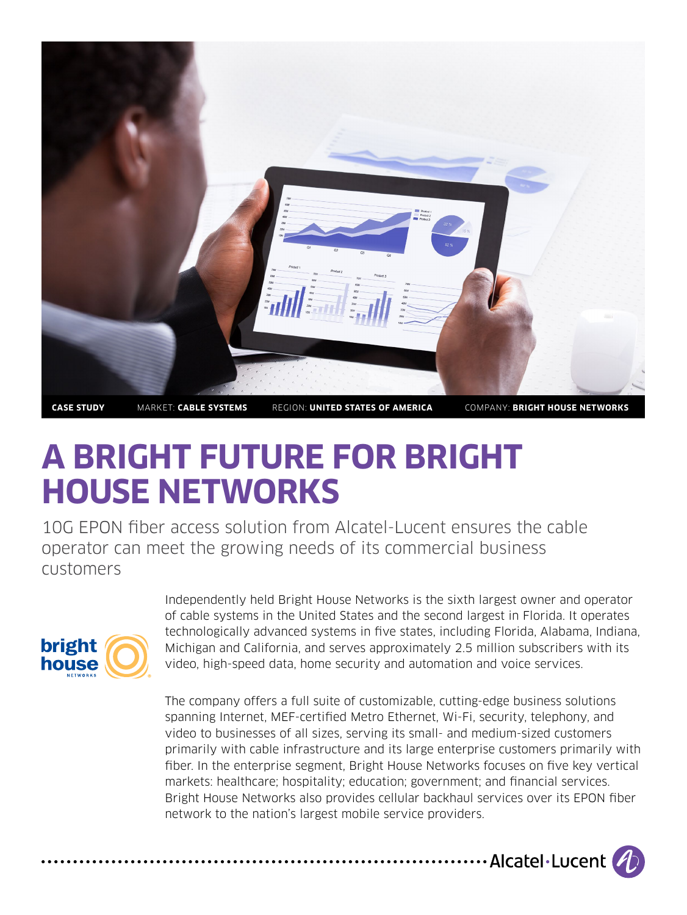CASE STUDY MARKET: **CABLE SYSTEMS** REGION: **UNITED STATES OF AMERICA** COMPANY: **BRIGHT HOUSE NETWORKS**

# A BRIGHT FUTURE FOR BRIGHT HOUSE NETWORKS

10G EPON fiber access solution from Alcatel-Lucent ensures the cable operator can meet the growing needs of its commercial business customers

Independently held Bright House Networks is the sixth largest owner and operator of cable systems in the United States and the second largest in Florida. It operates technologically advanced systems in five states, including Florida, Alabama, Indiana, Michigan and California, and serves approximately 2.5 million subscribers with its video, high-speed data, home security and automation and voice services.

The company offers a full suite of customizable, cutting-edge business solutions spanning Internet, MEF-certified Metro Ethernet, Wi-Fi, security, telephony, and video to businesses of all sizes, serving its small- and medium-sized customers primarily with cable infrastructure and its large enterprise customers primarily with fiber. In the enterprise segment, Bright House Networks focuses on five key vertical markets: healthcare; hospitality; education; government; and financial services. Bright House Networks also provides cellular backhaul services over its EPON fiber network to the nation's largest mobile service providers.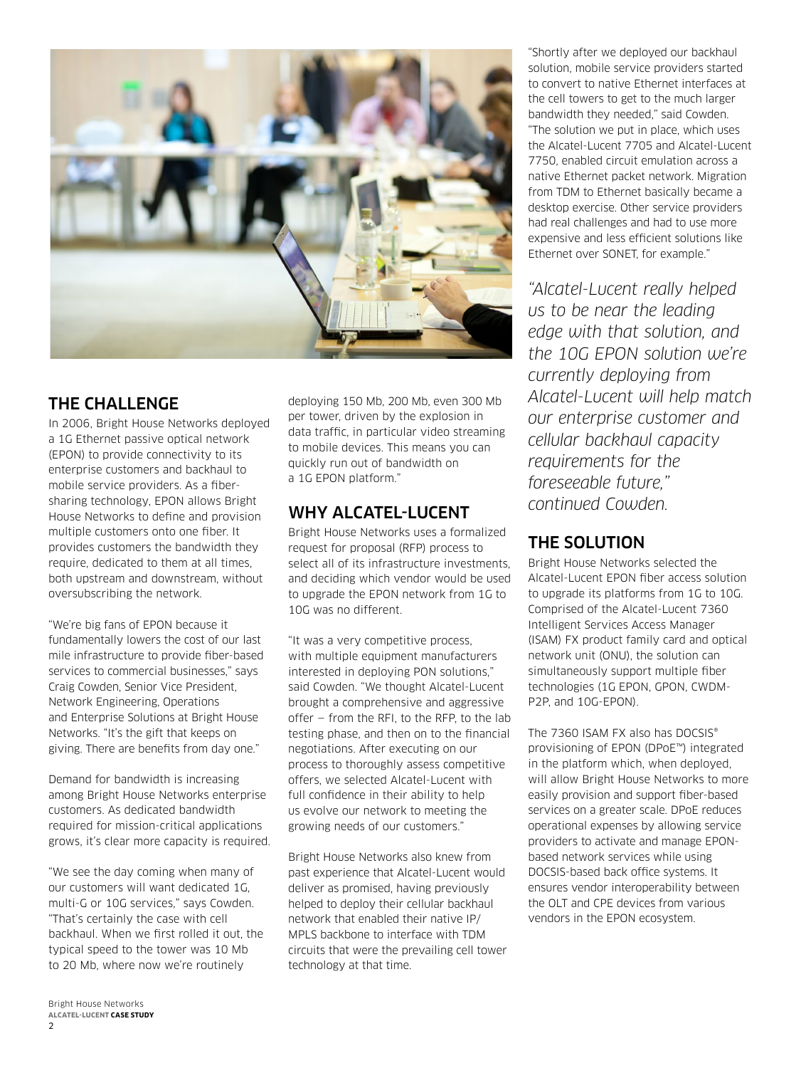## THE CHALLENGE

In 2006, Bright House Networks deployed a 1G Ethernet passive optical network (EPON) to provide connectivity to its enterprise customers and backhaul to mobile service providers. As a fiber-sharing technology, EPON allows Bright House Networks to define and provision multiple customers onto one fiber. It provides customers the bandwidth they require, dedicated to them at all times, both upstream and downstream, without oversubscribing the network.

"We're big fans of EPON because it fundamentally lowers the cost of our last mile infrastructure to provide fiber-based services to commercial businesses," says Craig Cowden, Senior Vice President, Network Engineering, Operations and Enterprise Solutions at Bright House Networks. "It's the gift that keeps on giving. There are benefits from day one."

Demand for bandwidth is increasing among Bright House Networks enterprise customers. As dedicated bandwidth required for mission-critical applications grows, it's clear more capacity is required.

"We see the day coming when many of our customers will want dedicated 1G, multi-G or 10G services," says Cowden. "That's certainly the case with cell backhaul. When we first rolled it out, the typical speed to the tower was 10 Mb to 20 Mb, where now we're routinely deploying 150 Mb, 200 Mb, even 300 Mb per tower, driven by the explosion in data traffic, in particular video streaming to mobile devices. This means you can quickly run out of bandwidth on a 1G EPON platform."

## WHY ALCATEL-LUCENT

Bright House Networks uses a formalized request for proposal (RFP) process to select all of its infrastructure investments, and deciding which vendor would be used to upgrade the EPON network from 1G to 10G was no different.

"It was a very competitive process, with multiple equipment manufacturers interested in deploying PON solutions," said Cowden. "We thought Alcatel-Lucent brought a comprehensive and aggressive offer — from the RFI, to the RFP, to the lab testing phase, and then on to the financial negotiations. After executing on our process to thoroughly assess competitive offers, we selected Alcatel-Lucent with full confidence in their ability to help us evolve our network to meeting the growing needs of our customers."

Bright House Networks also knew from past experience that Alcatel-Lucent would deliver as promised, having previously helped to deploy their cellular backhaul network that enabled their native IP/MPLS backbone to interface with TDM circuits that were the prevailing cell tower technology at that time.

"Shortly after we deployed our backhaul solution, mobile service providers started to convert to native Ethernet interfaces at the cell towers to get to the much larger bandwidth they needed," said Cowden. "The solution we put in place, which uses the Alcatel-Lucent 7705 and Alcatel-Lucent 7750, enabled circuit emulation across a native Ethernet packet network. Migration from TDM to Ethernet basically became a desktop exercise. Other service providers had real challenges and had to use more expensive and less efficient solutions like Ethernet over SONET, for example."

*"Alcatel-Lucent really helped us to be near the leading edge with that solution, and the 10G EPON solution we're currently deploying from Alcatel-Lucent will help match our enterprise customer and cellular backhaul capacity requirements for the foreseeable future," continued Cowden.*

## THE SOLUTION

Bright House Networks selected the Alcatel-Lucent EPON fiber access solution to upgrade its platforms from 1G to 10G. Comprised of the Alcatel-Lucent 7360 Intelligent Services Access Manager (ISAM) FX product family card and optical network unit (ONU), the solution can simultaneously support multiple fiber technologies (1G EPON, GPON, CWDM-P2P, and 10G-EPON).

The 7360 ISAM FX also has DOCSIS® provisioning of EPON (DPoE™) integrated in the platform which, when deployed, will allow Bright House Networks to more easily provision and support fiber-based services on a greater scale. DPoE reduces operational expenses by allowing service providers to activate and manage EPON-based network services while using DOCSIS-based back office systems. It ensures vendor interoperability between the OLT and CPE devices from various vendors in the EPON ecosystem.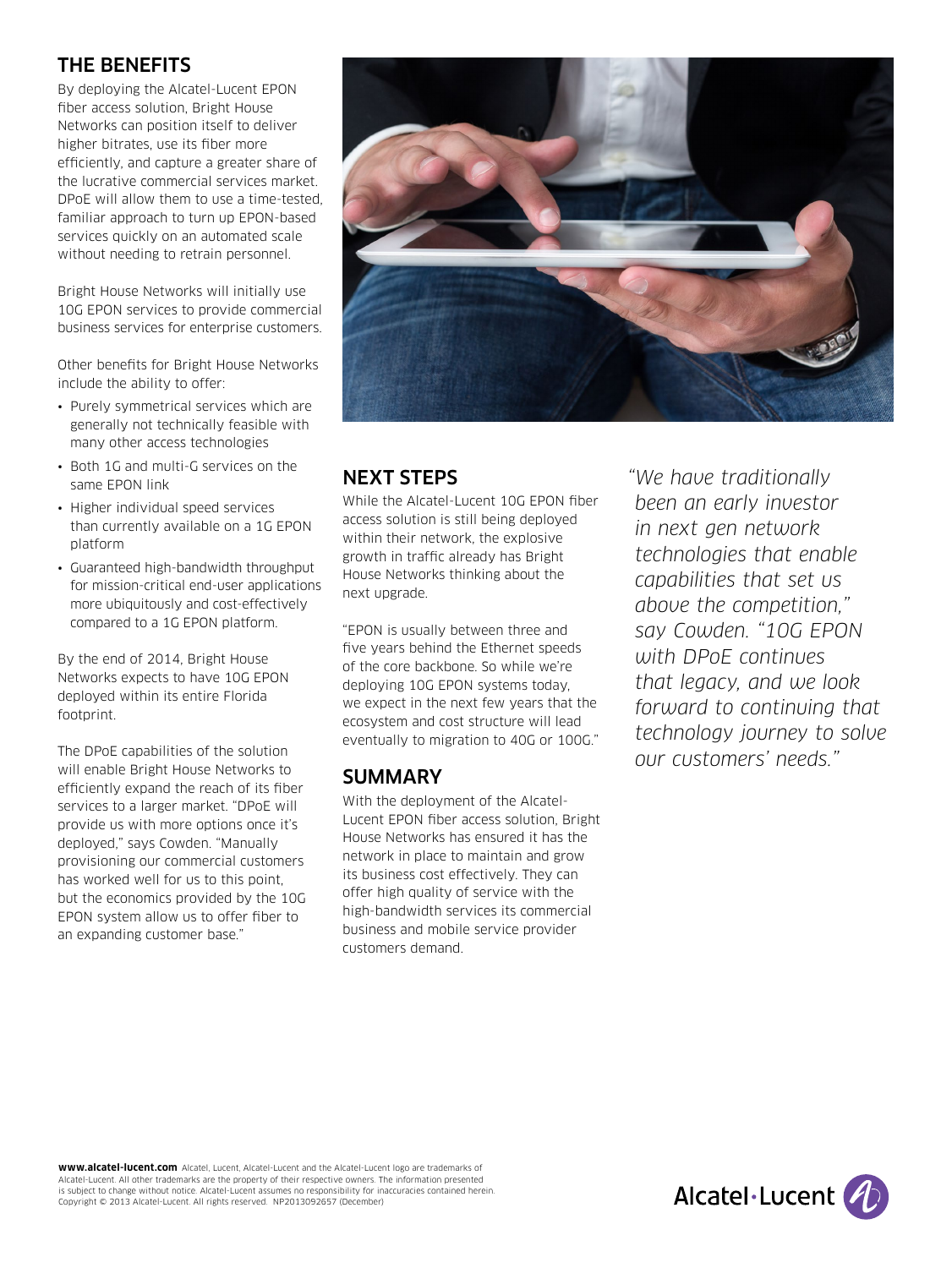## THE BENEFITS

By deploying the Alcatel-Lucent EPON fiber access solution, Bright House Networks can position itself to deliver higher bitrates, use its fiber more efficiently, and capture a greater share of the lucrative commercial services market. DPoE will allow them to use a time-tested, familiar approach to turn up EPON-based services quickly on an automated scale without needing to retrain personnel.

Bright House Networks will initially use 10G EPON services to provide commercial business services for enterprise customers.

Other benefits for Bright House Networks include the ability to offer:

- Purely symmetrical services which are generally not technically feasible with many other access technologies
- Both 1G and multi-G services on the same EPON link
- Higher individual speed services than currently available on a 1G EPON platform
- Guaranteed high-bandwidth throughput for mission-critical end-user applications more ubiquitously and cost-effectively compared to a 1G EPON platform.

By the end of 2014, Bright House Networks expects to have 10G EPON deployed within its entire Florida footprint.

The DPoE capabilities of the solution will enable Bright House Networks to efficiently expand the reach of its fiber services to a larger market. "DPoE will provide us with more options once it's deployed," says Cowden. "Manually provisioning our commercial customers has worked well for us to this point, but the economics provided by the 10G EPON system allow us to offer fiber to an expanding customer base."

## NEXT STEPS

While the Alcatel-Lucent 10G EPON fiber access solution is still being deployed within their network, the explosive growth in traffic already has Bright House Networks thinking about the next upgrade.

"EPON is usually between three and five years behind the Ethernet speeds of the core backbone. So while we're deploying 10G EPON systems today, we expect in the next few years that the ecosystem and cost structure will lead eventually to migration to 40G or 100G."

## SUMMARY

With the deployment of the Alcatel-Lucent EPON fiber access solution, Bright House Networks has ensured it has the network in place to maintain and grow its business cost effectively. They can offer high quality of service with the high-bandwidth services its commercial business and mobile service provider customers demand.

*"We have traditionally been an early investor in next gen network technologies that enable capabilities that set us above the competition," say Cowden. "10G EPON with DPoE continues that legacy, and we look forward to continuing that technology journey to solve our customers' needs."*

**www.alcatel-lucent.com** Alcatel, Lucent, Alcatel-Lucent and the Alcatel-Lucent logo are trademarks of Alcatel-Lucent. All other trademarks are the property of their respective owners. The information presented is subject to change without notice. Alcatel-Lucent assumes no responsibility for inaccuracies contained herein. Copyright © 2013 Alcatel-Lucent. All rights reserved. NP2013092657 (December)